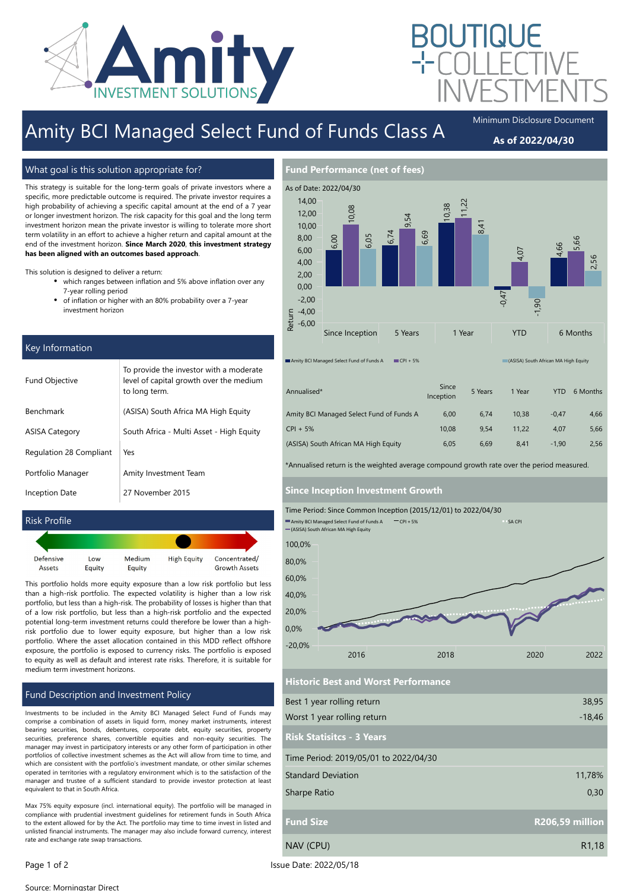# Amity BCI Managed Select Fund of Funds Class A

Minimum Disclosure Document

**As of 2022/04/30**

## What goal is this solution appropriate for?

This strategy is suitable for the long-term goals of private investors where a specific, more predictable outcome is required. The private investor requires a high probability of achieving a specific capital amount at the end of a 7 year or longer investment horizon. The risk capacity for this goal and the long term investment horizon mean the private investor is willing to tolerate more short term volatility in an effort to achieve a higher return and capital amount at the end of the investment horizon. **Since March 2020, this investment strategy has been aligned with an outcomes based approach**.

This solution is designed to deliver a return:

- which ranges between inflation and 5% above inflation over any 7-year rolling period
- of inflation or higher with an 80% probability over a 7-year investment horizon

## Key Information

| | |
|---|---|
| Fund Objective | To provide the investor with a moderate level of capital growth over the medium to long term. |
| Benchmark | (ASISA) South Africa MA High Equity |
| ASISA Category | South Africa - Multi Asset - High Equity |
| Regulation 28 Compliant | Yes |
| Portfolio Manager | Amity Investment Team |
| Inception Date | 27 November 2015 |

## Risk Profile

Defensive Assets | Low Equity | Medium Equity | High Equity | Concentrated/ Growth Assets

This portfolio holds more equity exposure than a low risk portfolio but less than a high-risk portfolio. The expected volatility is higher than a low risk portfolio, but less than a high-risk. The probability of losses is higher than that of a low risk portfolio, but less than a high-risk portfolio and the expected potential long-term investment returns could therefore be lower than a high-risk portfolio due to lower equity exposure, but higher than a low risk portfolio. Where the asset allocation contained in this MDD reflect offshore exposure, the portfolio is exposed to currency risks. The portfolio is exposed to equity as well as default and interest rate risks. Therefore, it is suitable for medium term investment horizons.

## Fund Description and Investment Policy

Investments to be included in the Amity BCI Managed Select Fund of Funds may comprise a combination of assets in liquid form, money market instruments, interest bearing securities, bonds, debentures, corporate debt, equity securities, property securities, preference shares, convertible equities and non-equity securities. The manager may invest in participatory interests or any other form of participation in other portfolios of collective investment schemes as the Act will allow from time to time, and which are consistent with the portfolio's investment mandate, or other similar schemes operated in territories with a regulatory environment which is to the satisfaction of the manager and trustee of a sufficient standard to provide investor protection at least equivalent to that in South Africa.

Max 75% equity exposure (incl. international equity). The portfolio will be managed in compliance with prudential investment guidelines for retirement funds in South Africa to the extent allowed for by the Act. The portfolio may time to time invest in listed and unlisted financial instruments. The manager may also include forward currency, interest rate and exchange rate swap transactions.

## Fund Performance (net of fees)

As of Date: 2022/04/30

| Annualised* | Since Inception | 5 Years | 1 Year | YTD | 6 Months |
|---|---|---|---|---|---|
| Amity BCI Managed Select Fund of Funds A | 6,00 | 6,74 | 10,38 | -0,47 | 4,66 |
| CPI + 5% | 10,08 | 9,54 | 11,22 | 4,07 | 5,66 |
| (ASISA) South African MA High Equity | 6,05 | 6,69 | 8,41 | -1,90 | 2,56 |

*Annualised return is the weighted average compound growth rate over the period measured.

## Since Inception Investment Growth

Time Period: Since Common Inception (2015/12/01) to 2022/04/30

## Historic Best and Worst Performance

| | |
|---|---|
| Best 1 year rolling return | 38,95 |
| Worst 1 year rolling return | -18,46 |

## Risk Statisitcs - 3 Years

Time Period: 2019/05/01 to 2022/04/30

| | |
|---|---|
| Standard Deviation | 11,78% |
| Sharpe Ratio | 0,30 |

| | |
|---|---|
| **Fund Size** | **R206,59 million** |
| NAV (CPU) | R1,18 |

Issue Date: 2022/05/18

Source: Morningstar Direct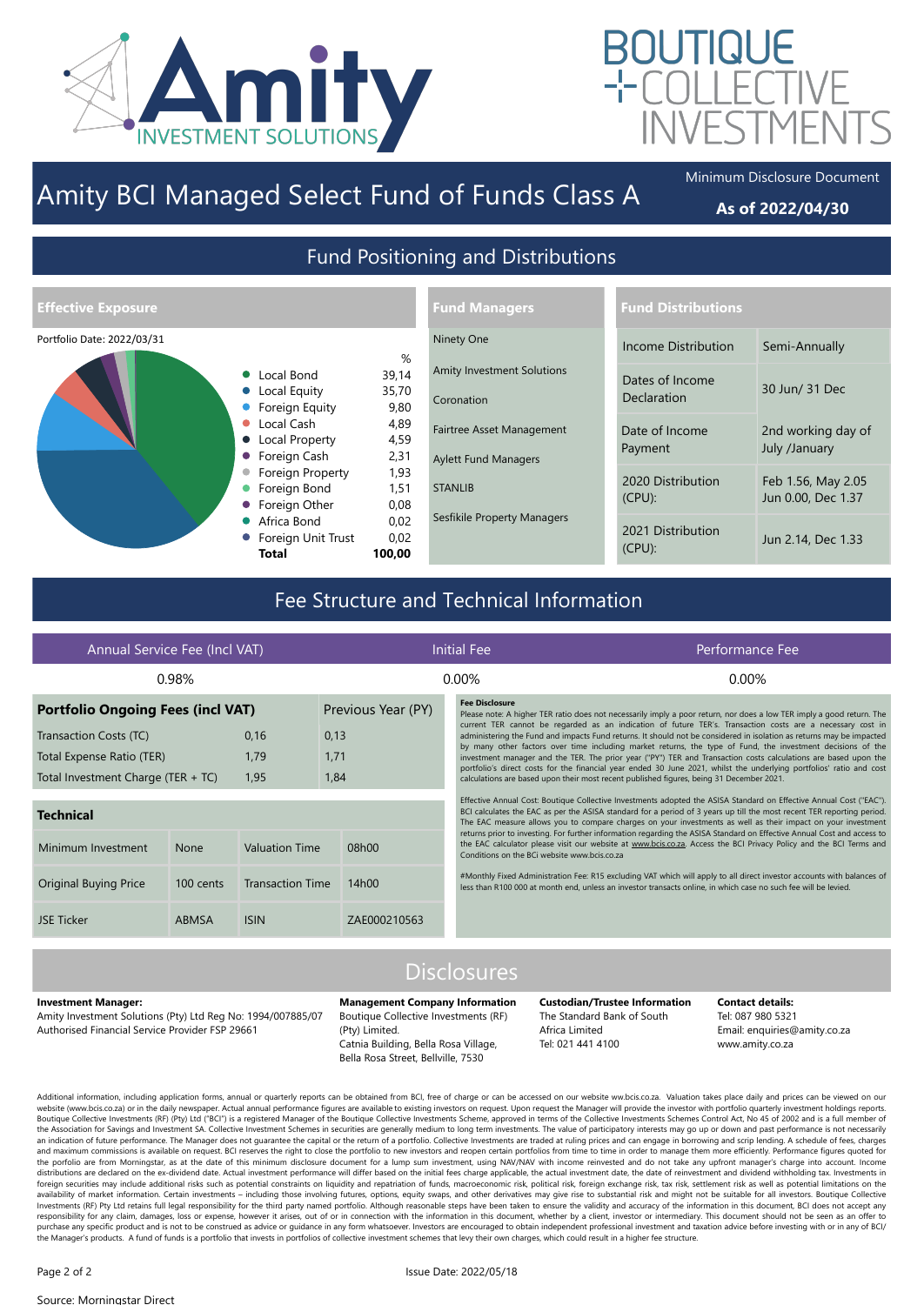# Amity BCI Managed Select Fund of Funds Class A

Minimum Disclosure Document

**As of 2022/04/30**

## Fund Positioning and Distributions

### Effective Exposure

Portfolio Date: 2022/03/31

| | % |
|---|---|
| Local Bond | 39,14 |
| Local Equity | 35,70 |
| Foreign Equity | 9,80 |
| Local Cash | 4,89 |
| Local Property | 4,59 |
| Foreign Cash | 2,31 |
| Foreign Property | 1,93 |
| Foreign Bond | 1,51 |
| Foreign Other | 0,08 |
| Africa Bond | 0,02 |
| Foreign Unit Trust | 0,02 |
| **Total** | **100,00** |

### Fund Managers

- Ninety One
- Amity Investment Solutions
- Coronation
- Fairtree Asset Management
- Aylett Fund Managers
- STANLIB
- Sesfikile Property Managers

### Fund Distributions

| | |
|---|---|
| Income Distribution | Semi-Annually |
| Dates of Income Declaration | 30 Jun/ 31 Dec |
| Date of Income Payment | 2nd working day of July /January |
| 2020 Distribution (CPU): | Feb 1.56, May 2.05 Jun 0.00, Dec 1.37 |
| 2021 Distribution (CPU): | Jun 2.14, Dec 1.33 |

## Fee Structure and Technical Information

| Annual Service Fee (Incl VAT) | Initial Fee | Performance Fee |
|---|---|---|
| 0.98% | 0.00% | 0.00% |

| **Portfolio Ongoing Fees (incl VAT)** | | Previous Year (PY) |
|---|---|---|
| Transaction Costs (TC) | 0,16 | 0,13 |
| Total Expense Ratio (TER) | 1,79 | 1,71 |
| Total Investment Charge (TER + TC) | 1,95 | 1,84 |

### Technical

| | | | |
|---|---|---|---|
| Minimum Investment | None | Valuation Time | 08h00 |
| Original Buying Price | 100 cents | Transaction Time | 14h00 |
| JSE Ticker | ABMSA | ISIN | ZAE000210563 |

**Fee Disclosure**

Please note: A higher TER ratio does not necessarily imply a poor return, nor does a low TER imply a good return. The current TER cannot be regarded as an indication of future TER's. Transaction costs are a necessary cost in administering the Fund and impacts Fund returns. It should not be considered in isolation as returns may be impacted by many other factors over time including market returns, the type of Fund, the investment decisions of the investment manager and the TER. The prior year ("PY") TER and Transaction costs calculations are based upon the portfolio's direct costs for the financial year ended 30 June 2021, whilst the underlying portfolios' ratio and cost calculations are based upon their most recent published figures, being 31 December 2021.

Effective Annual Cost: Boutique Collective Investments adopted the ASISA Standard on Effective Annual Cost ("EAC"). BCI calculates the EAC as per the ASISA standard for a period of 3 years up till the most recent TER reporting period. The EAC measure allows you to compare charges on your investments as well as their impact on your investment returns prior to investing. For further information regarding the ASISA Standard on Effective Annual Cost and access to the EAC calculator please visit our website at www.bcis.co.za. Access the BCI Privacy Policy and the BCI Terms and Conditions on the BCI website www.bcis.co.za

#Monthly Fixed Administration Fee: R15 excluding VAT which will apply to all direct investor accounts with balances of less than R100 000 at month end, unless an investor transacts online, in which case no such fee will be levied.

## Disclosures

**Investment Manager:**
Amity Investment Solutions (Pty) Ltd Reg No: 1994/007885/07
Authorised Financial Service Provider FSP 29661

**Management Company Information**
Boutique Collective Investments (RF) (Pty) Limited.
Catnia Building, Bella Rosa Village, Bella Rosa Street, Bellville, 7530

**Custodian/Trustee Information**
The Standard Bank of South Africa Limited
Tel: 021 441 4100

**Contact details:**
Tel: 087 980 5321
Email: enquiries@amity.co.za
www.amity.co.za

Additional information, including application forms, annual or quarterly reports can be obtained from BCI, free of charge or can be accessed on our website ww.bcis.co.za. Valuation takes place daily and prices can be viewed on our website (www.bcis.co.za) or in the daily newspaper. Actual annual performance figures are available to existing investors on request. Upon request the Manager will provide the investor with portfolio quarterly investment holdings reports. Boutique Collective Investments (RF) (Pty) Ltd ("BCI") is a registered Manager of the Boutique Collective Investments Scheme, approved in terms of the Collective Investments Schemes Control Act, No 45 of 2002 and is a full member of the Association for Savings and Investment SA. Collective Investment Schemes in securities are generally medium to long term investments. The value of participatory interests may go up or down and past performance is not necessarily an indication of future performance. The Manager does not guarantee the capital or the return of a portfolio. Collective Investments are traded at ruling prices and can engage in borrowing and scrip lending. A schedule of fees, charges and maximum commissions is available on request. BCI reserves the right to close the portfolio to new investors and reopen certain portfolios from time to time in order to manage them more efficiently. Performance figures quoted for the porfolio are from Morningstar, as at the date of this minimum disclosure document for a lump sum investment, using NAV/NAV with income reinvested and do not take any upfront manager's charge into account. Income distributions are declared on the ex-dividend date. Actual investment performance will differ based on the initial fees charge applicable, the actual investment date, the date of reinvestment and dividend withholding tax. Investments in foreign securities may include additional risks such as potential constraints on liquidity and repatriation of funds, macroeconomic risk, political risk, foreign exchange risk, tax risk, settlement risk as well as potential limitations on the availability of market information. Certain investments – including those involving futures, options, equity swaps, and other derivatives may give rise to substantial risk and might not be suitable for all investors. Boutique Collective Investments (RF) Pty Ltd retains full legal responsibility for the third party named portfolio. Although reasonable steps have been taken to ensure the validity and accuracy of the information in this document, BCI does not accept any responsibility for any claim, damages, loss or expense, however it arises, out of or in connection with the information in this document, whether by a client, investor or intermediary. This document should not be seen as an offer to purchase any specific product and is not to be construed as advice or guidance in any form whatsoever. Investors are encouraged to obtain independent professional investment and taxation advice before investing with or in any of BCI/ the Manager's products. A fund of funds is a portfolio that invests in portfolios of collective investment schemes that levy their own charges, which could result in a higher fee structure.

Issue Date: 2022/05/18

Source: Morningstar Direct